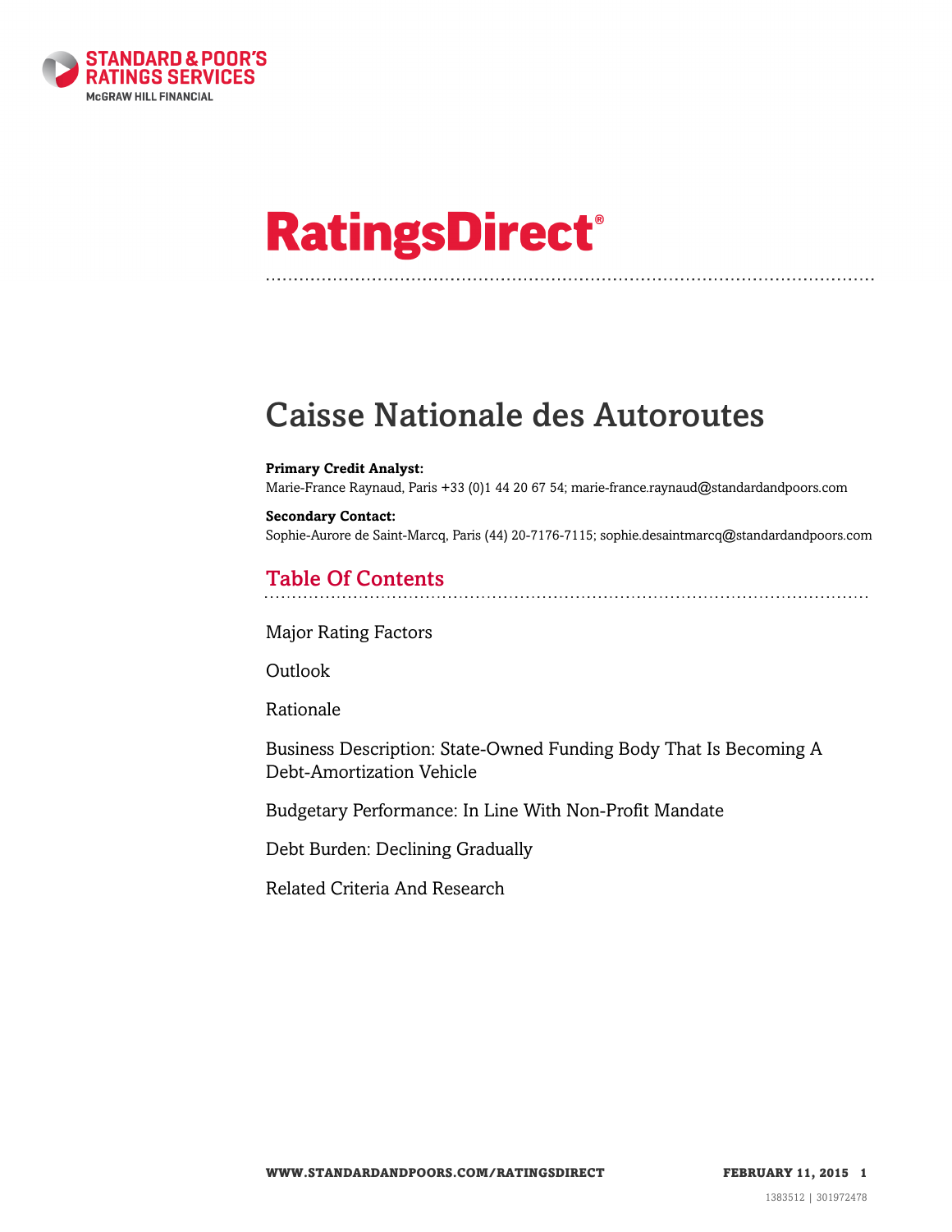# RatingsDirect®

# Caisse Nationale des Autoroutes

**Primary Credit Analyst:**
Marie-France Raynaud, Paris +33 (0)1 44 20 67 54; marie-france.raynaud@standardandpoors.com

**Secondary Contact:**
Sophie-Aurore de Saint-Marcq, Paris (44) 20-7176-7115; sophie.desaintmarcq@standardandpoors.com

## Table Of Contents

Major Rating Factors

Outlook

Rationale

Business Description: State-Owned Funding Body That Is Becoming A Debt-Amortization Vehicle

Budgetary Performance: In Line With Non-Profit Mandate

Debt Burden: Declining Gradually

Related Criteria And Research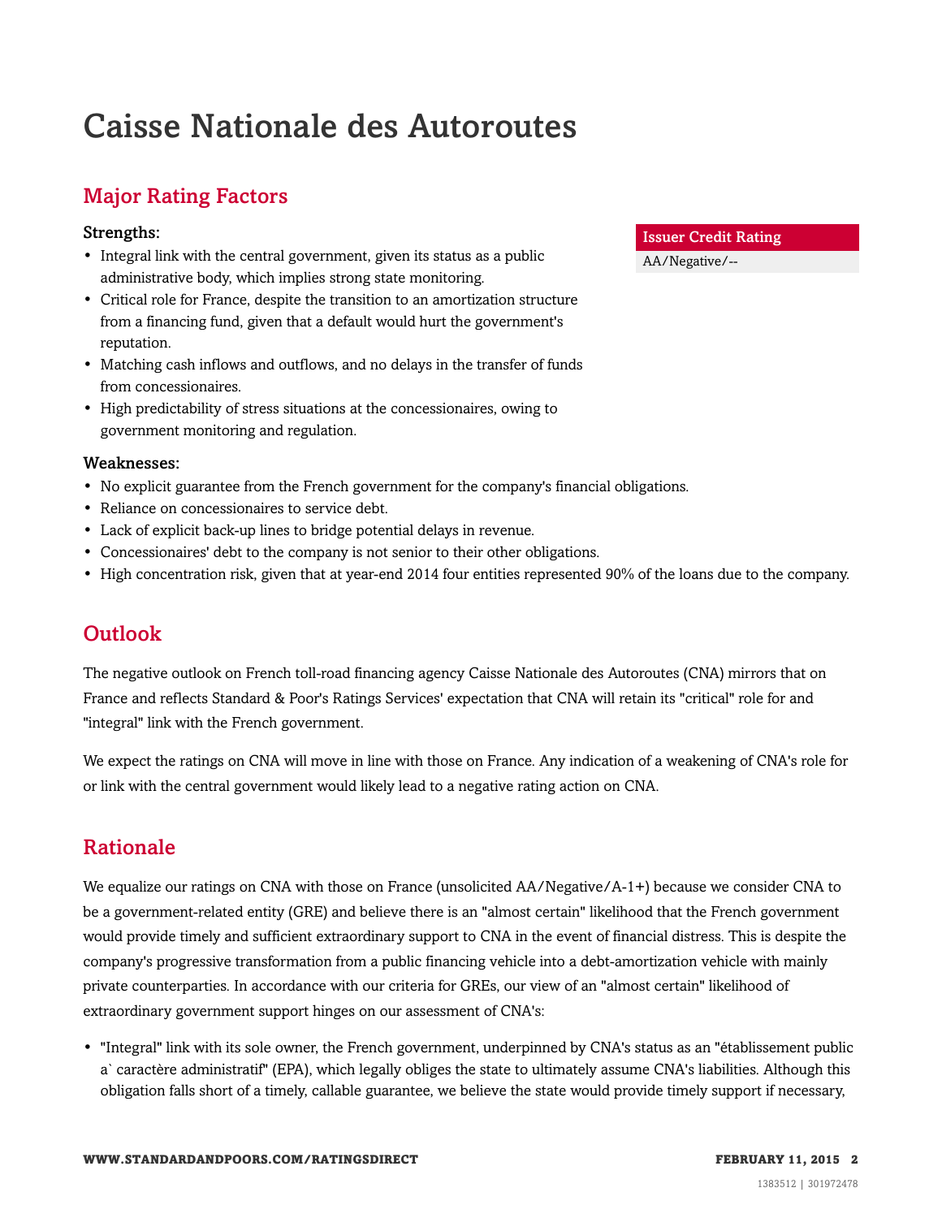# Caisse Nationale des Autoroutes

## Major Rating Factors

| Issuer Credit Rating |
|---|
| AA/Negative/-- |

### Strengths:

- Integral link with the central government, given its status as a public administrative body, which implies strong state monitoring.
- Critical role for France, despite the transition to an amortization structure from a financing fund, given that a default would hurt the government's reputation.
- Matching cash inflows and outflows, and no delays in the transfer of funds from concessionaires.
- High predictability of stress situations at the concessionaires, owing to government monitoring and regulation.

### Weaknesses:

- No explicit guarantee from the French government for the company's financial obligations.
- Reliance on concessionaires to service debt.
- Lack of explicit back-up lines to bridge potential delays in revenue.
- Concessionaires' debt to the company is not senior to their other obligations.
- High concentration risk, given that at year-end 2014 four entities represented 90% of the loans due to the company.

## Outlook

The negative outlook on French toll-road financing agency Caisse Nationale des Autoroutes (CNA) mirrors that on France and reflects Standard & Poor's Ratings Services' expectation that CNA will retain its "critical" role for and "integral" link with the French government.

We expect the ratings on CNA will move in line with those on France. Any indication of a weakening of CNA's role for or link with the central government would likely lead to a negative rating action on CNA.

## Rationale

We equalize our ratings on CNA with those on France (unsolicited AA/Negative/A-1+) because we consider CNA to be a government-related entity (GRE) and believe there is an "almost certain" likelihood that the French government would provide timely and sufficient extraordinary support to CNA in the event of financial distress. This is despite the company's progressive transformation from a public financing vehicle into a debt-amortization vehicle with mainly private counterparties. In accordance with our criteria for GREs, our view of an "almost certain" likelihood of extraordinary government support hinges on our assessment of CNA's:

- "Integral" link with its sole owner, the French government, underpinned by CNA's status as an "établissement public a` caractère administratif" (EPA), which legally obliges the state to ultimately assume CNA's liabilities. Although this obligation falls short of a timely, callable guarantee, we believe the state would provide timely support if necessary,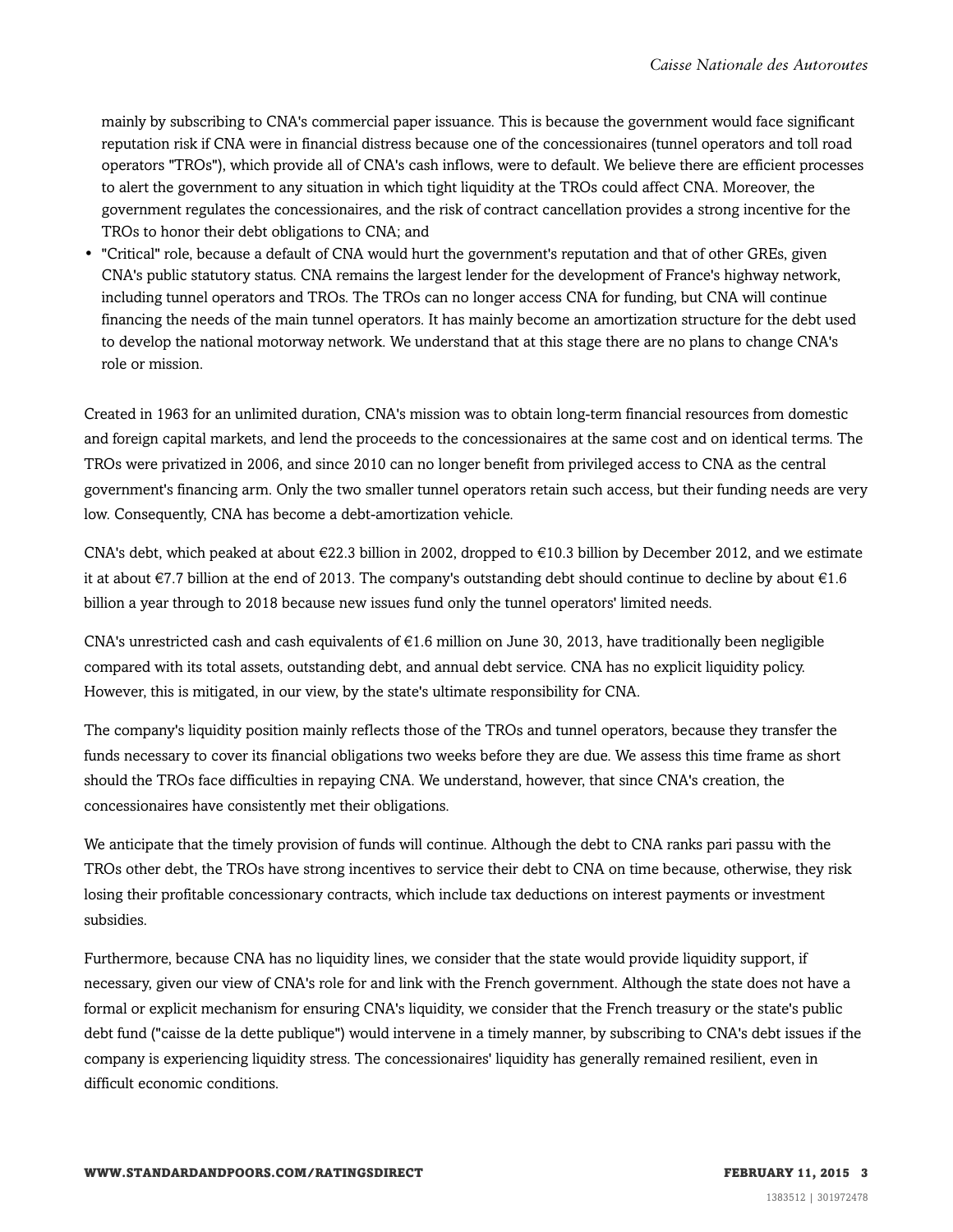mainly by subscribing to CNA's commercial paper issuance. This is because the government would face significant reputation risk if CNA were in financial distress because one of the concessionaires (tunnel operators and toll road operators "TROs"), which provide all of CNA's cash inflows, were to default. We believe there are efficient processes to alert the government to any situation in which tight liquidity at the TROs could affect CNA. Moreover, the government regulates the concessionaires, and the risk of contract cancellation provides a strong incentive for the TROs to honor their debt obligations to CNA; and

- "Critical" role, because a default of CNA would hurt the government's reputation and that of other GREs, given CNA's public statutory status. CNA remains the largest lender for the development of France's highway network, including tunnel operators and TROs. The TROs can no longer access CNA for funding, but CNA will continue financing the needs of the main tunnel operators. It has mainly become an amortization structure for the debt used to develop the national motorway network. We understand that at this stage there are no plans to change CNA's role or mission.

Created in 1963 for an unlimited duration, CNA's mission was to obtain long-term financial resources from domestic and foreign capital markets, and lend the proceeds to the concessionaires at the same cost and on identical terms. The TROs were privatized in 2006, and since 2010 can no longer benefit from privileged access to CNA as the central government's financing arm. Only the two smaller tunnel operators retain such access, but their funding needs are very low. Consequently, CNA has become a debt-amortization vehicle.

CNA's debt, which peaked at about €22.3 billion in 2002, dropped to €10.3 billion by December 2012, and we estimate it at about €7.7 billion at the end of 2013. The company's outstanding debt should continue to decline by about €1.6 billion a year through to 2018 because new issues fund only the tunnel operators' limited needs.

CNA's unrestricted cash and cash equivalents of €1.6 million on June 30, 2013, have traditionally been negligible compared with its total assets, outstanding debt, and annual debt service. CNA has no explicit liquidity policy. However, this is mitigated, in our view, by the state's ultimate responsibility for CNA.

The company's liquidity position mainly reflects those of the TROs and tunnel operators, because they transfer the funds necessary to cover its financial obligations two weeks before they are due. We assess this time frame as short should the TROs face difficulties in repaying CNA. We understand, however, that since CNA's creation, the concessionaires have consistently met their obligations.

We anticipate that the timely provision of funds will continue. Although the debt to CNA ranks pari passu with the TROs other debt, the TROs have strong incentives to service their debt to CNA on time because, otherwise, they risk losing their profitable concessionary contracts, which include tax deductions on interest payments or investment subsidies.

Furthermore, because CNA has no liquidity lines, we consider that the state would provide liquidity support, if necessary, given our view of CNA's role for and link with the French government. Although the state does not have a formal or explicit mechanism for ensuring CNA's liquidity, we consider that the French treasury or the state's public debt fund ("caisse de la dette publique") would intervene in a timely manner, by subscribing to CNA's debt issues if the company is experiencing liquidity stress. The concessionaires' liquidity has generally remained resilient, even in difficult economic conditions.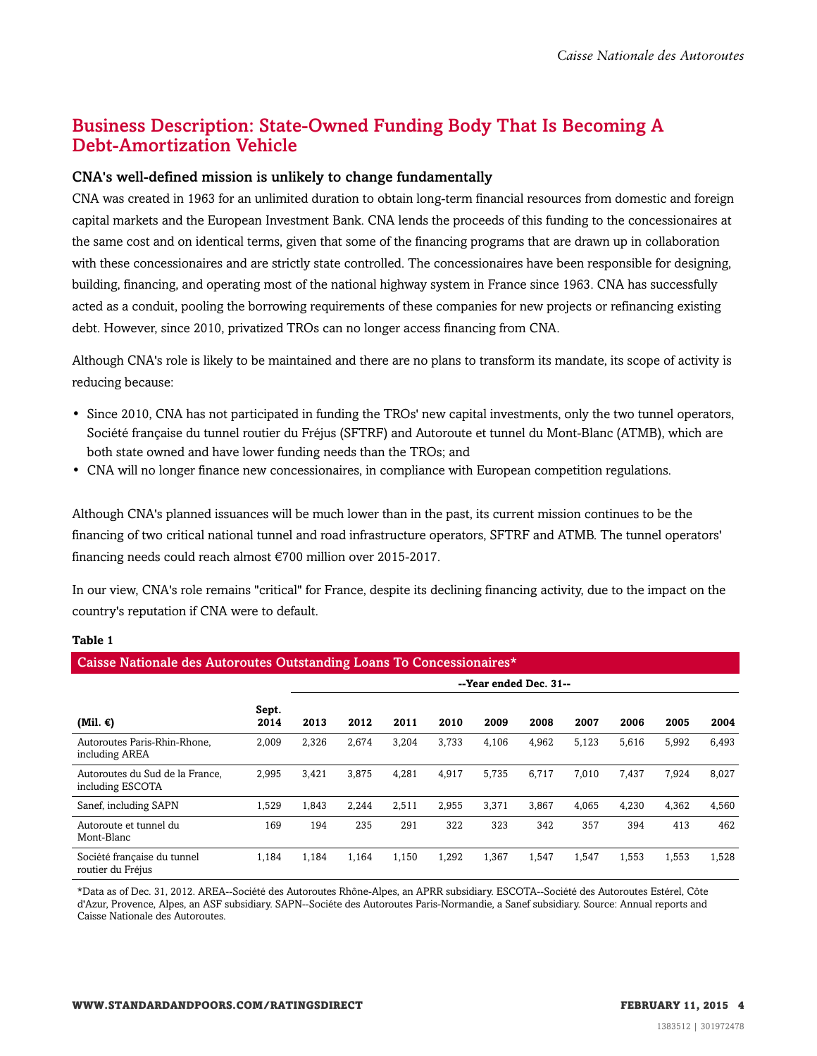## Business Description: State-Owned Funding Body That Is Becoming A Debt-Amortization Vehicle

### CNA's well-defined mission is unlikely to change fundamentally

CNA was created in 1963 for an unlimited duration to obtain long-term financial resources from domestic and foreign capital markets and the European Investment Bank. CNA lends the proceeds of this funding to the concessionaires at the same cost and on identical terms, given that some of the financing programs that are drawn up in collaboration with these concessionaires and are strictly state controlled. The concessionaires have been responsible for designing, building, financing, and operating most of the national highway system in France since 1963. CNA has successfully acted as a conduit, pooling the borrowing requirements of these companies for new projects or refinancing existing debt. However, since 2010, privatized TROs can no longer access financing from CNA.

Although CNA's role is likely to be maintained and there are no plans to transform its mandate, its scope of activity is reducing because:

- Since 2010, CNA has not participated in funding the TROs' new capital investments, only the two tunnel operators, Société française du tunnel routier du Fréjus (SFTRF) and Autoroute et tunnel du Mont-Blanc (ATMB), which are both state owned and have lower funding needs than the TROs; and
- CNA will no longer finance new concessionaires, in compliance with European competition regulations.

Although CNA's planned issuances will be much lower than in the past, its current mission continues to be the financing of two critical national tunnel and road infrastructure operators, SFTRF and ATMB. The tunnel operators' financing needs could reach almost €700 million over 2015-2017.

In our view, CNA's role remains "critical" for France, despite its declining financing activity, due to the impact on the country's reputation if CNA were to default.

**Table 1**

**Caisse Nationale des Autoroutes Outstanding Loans To Concessionaires***

| | | --Year ended Dec. 31-- | | | | | | | | | |
|---|---|---|---|---|---|---|---|---|---|---|---|
| (Mil. €) | Sept. 2014 | 2013 | 2012 | 2011 | 2010 | 2009 | 2008 | 2007 | 2006 | 2005 | 2004 |
| Autoroutes Paris-Rhin-Rhone, including AREA | 2,009 | 2,326 | 2,674 | 3,204 | 3,733 | 4,106 | 4,962 | 5,123 | 5,616 | 5,992 | 6,493 |
| Autoroutes du Sud de la France, including ESCOTA | 2,995 | 3,421 | 3,875 | 4,281 | 4,917 | 5,735 | 6,717 | 7,010 | 7,437 | 7,924 | 8,027 |
| Sanef, including SAPN | 1,529 | 1,843 | 2,244 | 2,511 | 2,955 | 3,371 | 3,867 | 4,065 | 4,230 | 4,362 | 4,560 |
| Autoroute et tunnel du Mont-Blanc | 169 | 194 | 235 | 291 | 322 | 323 | 342 | 357 | 394 | 413 | 462 |
| Société française du tunnel routier du Fréjus | 1,184 | 1,184 | 1,164 | 1,150 | 1,292 | 1,367 | 1,547 | 1,547 | 1,553 | 1,553 | 1,528 |

*Data as of Dec. 31, 2012. AREA--Société des Autoroutes Rhône-Alpes, an APRR subsidiary. ESCOTA--Société des Autoroutes Estérel, Côte d'Azur, Provence, Alpes, an ASF subsidiary. SAPN--Societé des Autoroutes Paris-Normandie, a Sanef subsidiary. Source: Annual reports and Caisse Nationale des Autoroutes.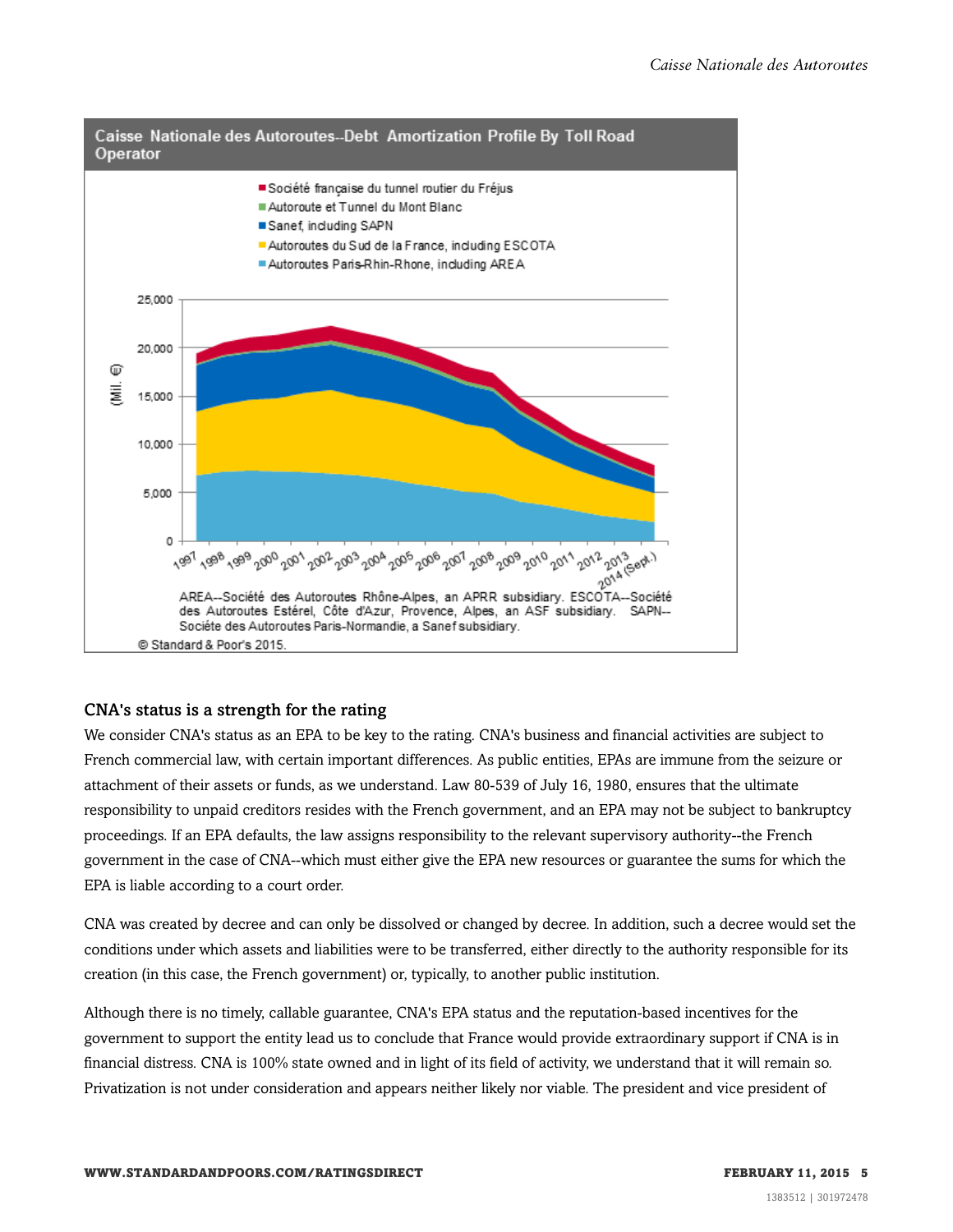**Caisse Nationale des Autoroutes--Debt Amortization Profile By Toll Road Operator**

AREA--Société des Autoroutes Rhône-Alpes, an APRR subsidiary. ESCOTA--Société des Autoroutes Estérel, Côte d'Azur, Provence, Alpes, an ASF subsidiary. SAPN--Sociéte des Autoroutes Paris-Normandie, a Sanef subsidiary.

© Standard & Poor's 2015.

### CNA's status is a strength for the rating

We consider CNA's status as an EPA to be key to the rating. CNA's business and financial activities are subject to French commercial law, with certain important differences. As public entities, EPAs are immune from the seizure or attachment of their assets or funds, as we understand. Law 80-539 of July 16, 1980, ensures that the ultimate responsibility to unpaid creditors resides with the French government, and an EPA may not be subject to bankruptcy proceedings. If an EPA defaults, the law assigns responsibility to the relevant supervisory authority--the French government in the case of CNA--which must either give the EPA new resources or guarantee the sums for which the EPA is liable according to a court order.

CNA was created by decree and can only be dissolved or changed by decree. In addition, such a decree would set the conditions under which assets and liabilities were to be transferred, either directly to the authority responsible for its creation (in this case, the French government) or, typically, to another public institution.

Although there is no timely, callable guarantee, CNA's EPA status and the reputation-based incentives for the government to support the entity lead us to conclude that France would provide extraordinary support if CNA is in financial distress. CNA is 100% state owned and in light of its field of activity, we understand that it will remain so. Privatization is not under consideration and appears neither likely nor viable. The president and vice president of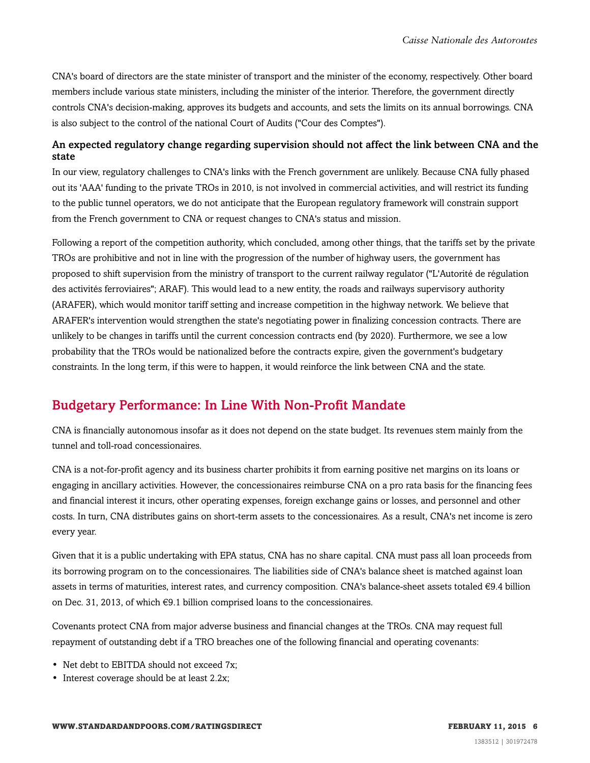CNA's board of directors are the state minister of transport and the minister of the economy, respectively. Other board members include various state ministers, including the minister of the interior. Therefore, the government directly controls CNA's decision-making, approves its budgets and accounts, and sets the limits on its annual borrowings. CNA is also subject to the control of the national Court of Audits ("Cour des Comptes").

### An expected regulatory change regarding supervision should not affect the link between CNA and the state

In our view, regulatory challenges to CNA's links with the French government are unlikely. Because CNA fully phased out its 'AAA' funding to the private TROs in 2010, is not involved in commercial activities, and will restrict its funding to the public tunnel operators, we do not anticipate that the European regulatory framework will constrain support from the French government to CNA or request changes to CNA's status and mission.

Following a report of the competition authority, which concluded, among other things, that the tariffs set by the private TROs are prohibitive and not in line with the progression of the number of highway users, the government has proposed to shift supervision from the ministry of transport to the current railway regulator ("L'Autorité de régulation des activités ferroviaires"; ARAF). This would lead to a new entity, the roads and railways supervisory authority (ARAFER), which would monitor tariff setting and increase competition in the highway network. We believe that ARAFER's intervention would strengthen the state's negotiating power in finalizing concession contracts. There are unlikely to be changes in tariffs until the current concession contracts end (by 2020). Furthermore, we see a low probability that the TROs would be nationalized before the contracts expire, given the government's budgetary constraints. In the long term, if this were to happen, it would reinforce the link between CNA and the state.

## Budgetary Performance: In Line With Non-Profit Mandate

CNA is financially autonomous insofar as it does not depend on the state budget. Its revenues stem mainly from the tunnel and toll-road concessionaires.

CNA is a not-for-profit agency and its business charter prohibits it from earning positive net margins on its loans or engaging in ancillary activities. However, the concessionaires reimburse CNA on a pro rata basis for the financing fees and financial interest it incurs, other operating expenses, foreign exchange gains or losses, and personnel and other costs. In turn, CNA distributes gains on short-term assets to the concessionaires. As a result, CNA's net income is zero every year.

Given that it is a public undertaking with EPA status, CNA has no share capital. CNA must pass all loan proceeds from its borrowing program on to the concessionaires. The liabilities side of CNA's balance sheet is matched against loan assets in terms of maturities, interest rates, and currency composition. CNA's balance-sheet assets totaled €9.4 billion on Dec. 31, 2013, of which €9.1 billion comprised loans to the concessionaires.

Covenants protect CNA from major adverse business and financial changes at the TROs. CNA may request full repayment of outstanding debt if a TRO breaches one of the following financial and operating covenants:

- Net debt to EBITDA should not exceed 7x;
- Interest coverage should be at least 2.2x;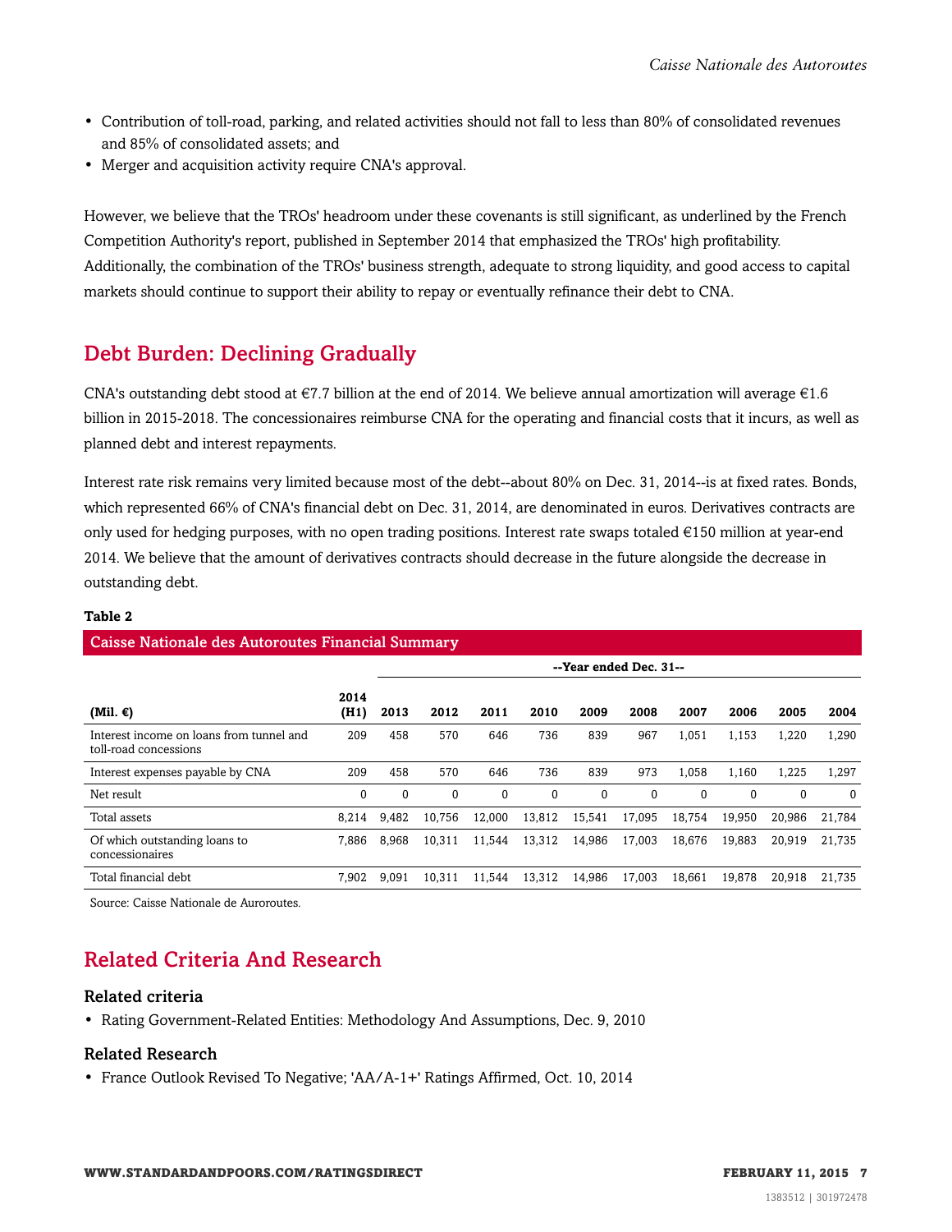- Contribution of toll-road, parking, and related activities should not fall to less than 80% of consolidated revenues and 85% of consolidated assets; and
- Merger and acquisition activity require CNA's approval.

However, we believe that the TROs' headroom under these covenants is still significant, as underlined by the French Competition Authority's report, published in September 2014 that emphasized the TROs' high profitability. Additionally, the combination of the TROs' business strength, adequate to strong liquidity, and good access to capital markets should continue to support their ability to repay or eventually refinance their debt to CNA.

## Debt Burden: Declining Gradually

CNA's outstanding debt stood at €7.7 billion at the end of 2014. We believe annual amortization will average €1.6 billion in 2015-2018. The concessionaires reimburse CNA for the operating and financial costs that it incurs, as well as planned debt and interest repayments.

Interest rate risk remains very limited because most of the debt--about 80% on Dec. 31, 2014--is at fixed rates. Bonds, which represented 66% of CNA's financial debt on Dec. 31, 2014, are denominated in euros. Derivatives contracts are only used for hedging purposes, with no open trading positions. Interest rate swaps totaled €150 million at year-end 2014. We believe that the amount of derivatives contracts should decrease in the future alongside the decrease in outstanding debt.

**Table 2**

**Caisse Nationale des Autoroutes Financial Summary**

| | | --Year ended Dec. 31-- | | | | | | | | | |
|---|---|---|---|---|---|---|---|---|---|---|---|
| **(Mil. €)** | **2014 (H1)** | **2013** | **2012** | **2011** | **2010** | **2009** | **2008** | **2007** | **2006** | **2005** | **2004** |
| Interest income on loans from tunnel and toll-road concessions | 209 | 458 | 570 | 646 | 736 | 839 | 967 | 1,051 | 1,153 | 1,220 | 1,290 |
| Interest expenses payable by CNA | 209 | 458 | 570 | 646 | 736 | 839 | 973 | 1,058 | 1,160 | 1,225 | 1,297 |
| Net result | 0 | 0 | 0 | 0 | 0 | 0 | 0 | 0 | 0 | 0 | 0 |
| Total assets | 8,214 | 9,482 | 10,756 | 12,000 | 13,812 | 15,541 | 17,095 | 18,754 | 19,950 | 20,986 | 21,784 |
| Of which outstanding loans to concessionaires | 7,886 | 8,968 | 10,311 | 11,544 | 13,312 | 14,986 | 17,003 | 18,676 | 19,883 | 20,919 | 21,735 |
| Total financial debt | 7,902 | 9,091 | 10,311 | 11,544 | 13,312 | 14,986 | 17,003 | 18,661 | 19,878 | 20,918 | 21,735 |

Source: Caisse Nationale de Auroroutes.

## Related Criteria And Research

### Related criteria

- Rating Government-Related Entities: Methodology And Assumptions, Dec. 9, 2010

### Related Research

- France Outlook Revised To Negative; 'AA/A-1+' Ratings Affirmed, Oct. 10, 2014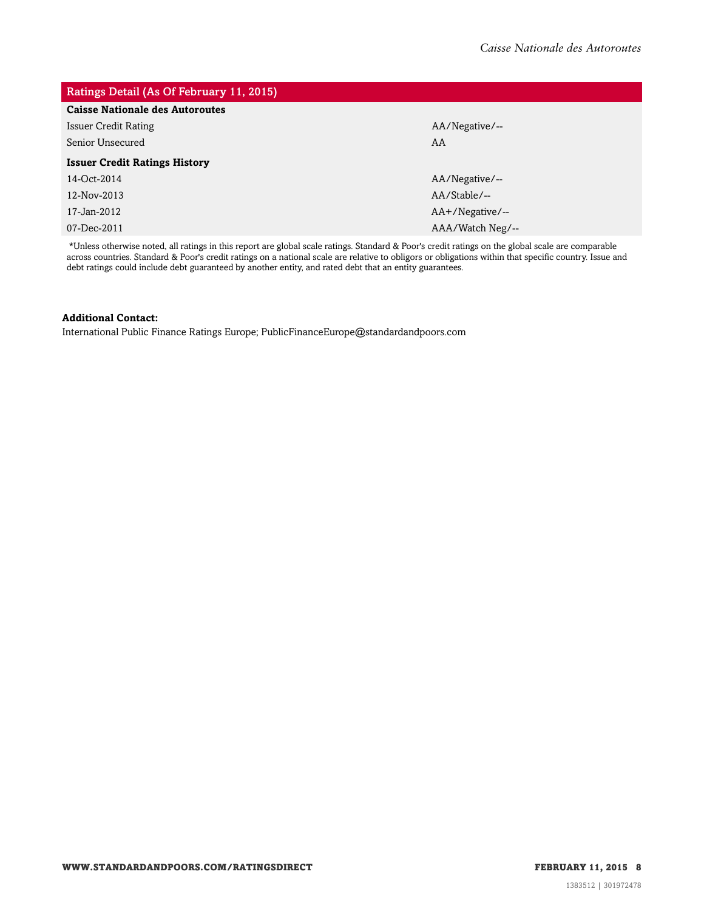| Ratings Detail (As Of February 11, 2015) | |
|---|---|
| **Caisse Nationale des Autoroutes** | |
| Issuer Credit Rating | AA/Negative/-- |
| Senior Unsecured | AA |
| **Issuer Credit Ratings History** | |
| 14-Oct-2014 | AA/Negative/-- |
| 12-Nov-2013 | AA/Stable/-- |
| 17-Jan-2012 | AA+/Negative/-- |
| 07-Dec-2011 | AAA/Watch Neg/-- |

*Unless otherwise noted, all ratings in this report are global scale ratings. Standard & Poor's credit ratings on the global scale are comparable across countries. Standard & Poor's credit ratings on a national scale are relative to obligors or obligations within that specific country. Issue and debt ratings could include debt guaranteed by another entity, and rated debt that an entity guarantees.

**Additional Contact:**

International Public Finance Ratings Europe; PublicFinanceEurope@standardandpoors.com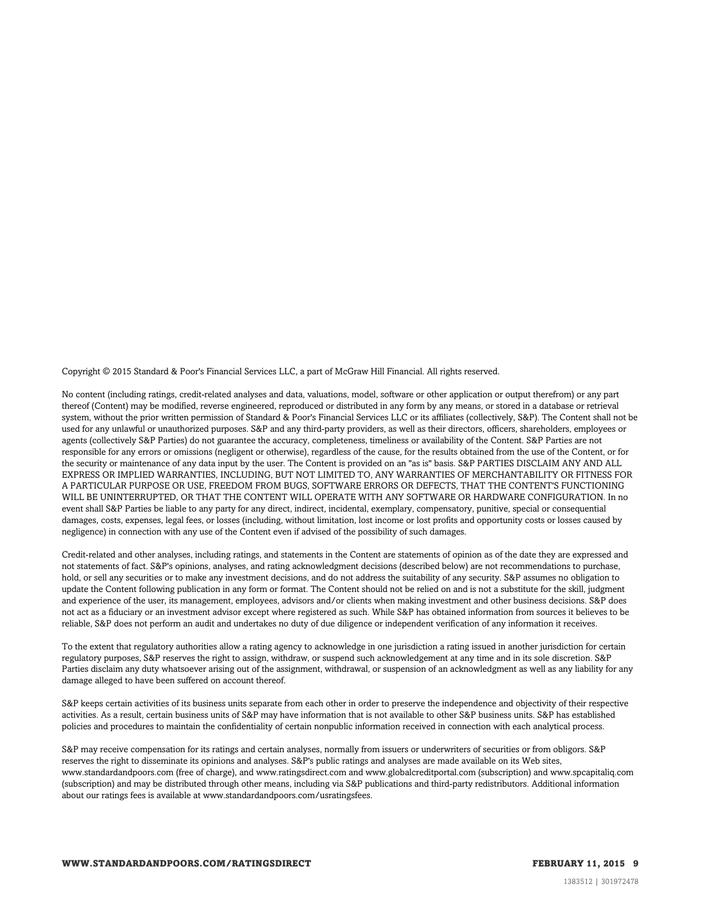Copyright © 2015 Standard & Poor's Financial Services LLC, a part of McGraw Hill Financial. All rights reserved.

No content (including ratings, credit-related analyses and data, valuations, model, software or other application or output therefrom) or any part thereof (Content) may be modified, reverse engineered, reproduced or distributed in any form by any means, or stored in a database or retrieval system, without the prior written permission of Standard & Poor's Financial Services LLC or its affiliates (collectively, S&P). The Content shall not be used for any unlawful or unauthorized purposes. S&P and any third-party providers, as well as their directors, officers, shareholders, employees or agents (collectively S&P Parties) do not guarantee the accuracy, completeness, timeliness or availability of the Content. S&P Parties are not responsible for any errors or omissions (negligent or otherwise), regardless of the cause, for the results obtained from the use of the Content, or for the security or maintenance of any data input by the user. The Content is provided on an "as is" basis. S&P PARTIES DISCLAIM ANY AND ALL EXPRESS OR IMPLIED WARRANTIES, INCLUDING, BUT NOT LIMITED TO, ANY WARRANTIES OF MERCHANTABILITY OR FITNESS FOR A PARTICULAR PURPOSE OR USE, FREEDOM FROM BUGS, SOFTWARE ERRORS OR DEFECTS, THAT THE CONTENT'S FUNCTIONING WILL BE UNINTERRUPTED, OR THAT THE CONTENT WILL OPERATE WITH ANY SOFTWARE OR HARDWARE CONFIGURATION. In no event shall S&P Parties be liable to any party for any direct, indirect, incidental, exemplary, compensatory, punitive, special or consequential damages, costs, expenses, legal fees, or losses (including, without limitation, lost income or lost profits and opportunity costs or losses caused by negligence) in connection with any use of the Content even if advised of the possibility of such damages.

Credit-related and other analyses, including ratings, and statements in the Content are statements of opinion as of the date they are expressed and not statements of fact. S&P's opinions, analyses, and rating acknowledgment decisions (described below) are not recommendations to purchase, hold, or sell any securities or to make any investment decisions, and do not address the suitability of any security. S&P assumes no obligation to update the Content following publication in any form or format. The Content should not be relied on and is not a substitute for the skill, judgment and experience of the user, its management, employees, advisors and/or clients when making investment and other business decisions. S&P does not act as a fiduciary or an investment advisor except where registered as such. While S&P has obtained information from sources it believes to be reliable, S&P does not perform an audit and undertakes no duty of due diligence or independent verification of any information it receives.

To the extent that regulatory authorities allow a rating agency to acknowledge in one jurisdiction a rating issued in another jurisdiction for certain regulatory purposes, S&P reserves the right to assign, withdraw, or suspend such acknowledgement at any time and in its sole discretion. S&P Parties disclaim any duty whatsoever arising out of the assignment, withdrawal, or suspension of an acknowledgment as well as any liability for any damage alleged to have been suffered on account thereof.

S&P keeps certain activities of its business units separate from each other in order to preserve the independence and objectivity of their respective activities. As a result, certain business units of S&P may have information that is not available to other S&P business units. S&P has established policies and procedures to maintain the confidentiality of certain nonpublic information received in connection with each analytical process.

S&P may receive compensation for its ratings and certain analyses, normally from issuers or underwriters of securities or from obligors. S&P reserves the right to disseminate its opinions and analyses. S&P's public ratings and analyses are made available on its Web sites, www.standardandpoors.com (free of charge), and www.ratingsdirect.com and www.globalcreditportal.com (subscription) and www.spcapitaliq.com (subscription) and may be distributed through other means, including via S&P publications and third-party redistributors. Additional information about our ratings fees is available at www.standardandpoors.com/usratingsfees.